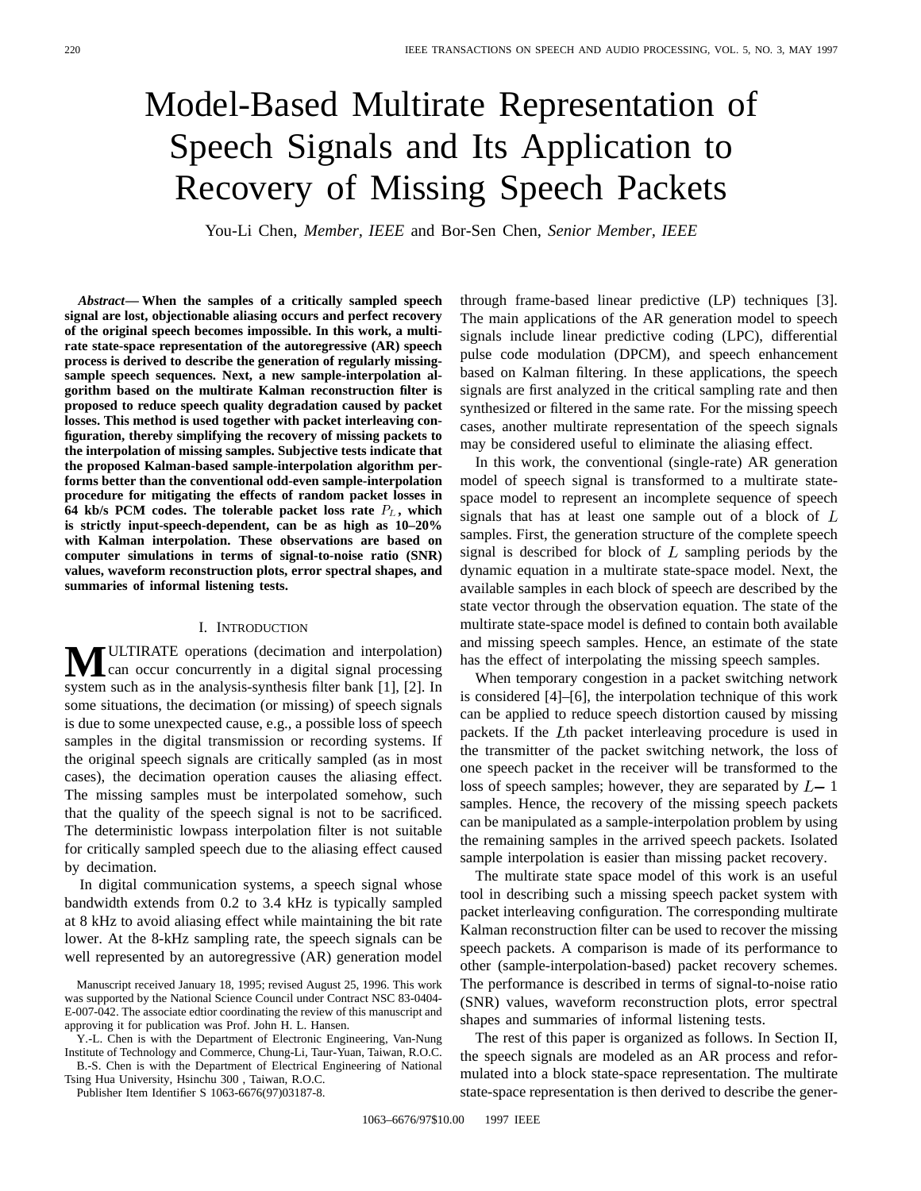# Model-Based Multirate Representation of Speech Signals and Its Application to Recovery of Missing Speech Packets

You-Li Chen, *Member, IEEE* and Bor-Sen Chen, *Senior Member, IEEE*

***Abstract*— When the samples of a critically sampled speech signal are lost, objectionable aliasing occurs and perfect recovery of the original speech becomes impossible. In this work, a multirate state-space representation of the autoregressive (AR) speech process is derived to describe the generation of regularly missing-sample speech sequences. Next, a new sample-interpolation algorithm based on the multirate Kalman reconstruction filter is proposed to reduce speech quality degradation caused by packet losses. This method is used together with packet interleaving configuration, thereby simplifying the recovery of missing packets to the interpolation of missing samples. Subjective tests indicate that the proposed Kalman-based sample-interpolation algorithm performs better than the conventional odd-even sample-interpolation procedure for mitigating the effects of random packet losses in 64 kb/s PCM codes. The tolerable packet loss rate $P_L$, which is strictly input-speech-dependent, can be as high as 10–20% with Kalman interpolation. These observations are based on computer simulations in terms of signal-to-noise ratio (SNR) values, waveform reconstruction plots, error spectral shapes, and summaries of informal listening tests.**

## I. Introduction

MULTIRATE operations (decimation and interpolation) can occur concurrently in a digital signal processing system such as in the analysis-synthesis filter bank [1], [2]. In some situations, the decimation (or missing) of speech signals is due to some unexpected cause, e.g., a possible loss of speech samples in the digital transmission or recording systems. If the original speech signals are critically sampled (as in most cases), the decimation operation causes the aliasing effect. The missing samples must be interpolated somehow, such that the quality of the speech signal is not to be sacrificed. The deterministic lowpass interpolation filter is not suitable for critically sampled speech due to the aliasing effect caused by decimation.

In digital communication systems, a speech signal whose bandwidth extends from 0.2 to 3.4 kHz is typically sampled at 8 kHz to avoid aliasing effect while maintaining the bit rate lower. At the 8-kHz sampling rate, the speech signals can be well represented by an autoregressive (AR) generation model through frame-based linear predictive (LP) techniques [3]. The main applications of the AR generation model to speech signals include linear predictive coding (LPC), differential pulse code modulation (DPCM), and speech enhancement based on Kalman filtering. In these applications, the speech signals are first analyzed in the critical sampling rate and then synthesized or filtered in the same rate. For the missing speech cases, another multirate representation of the speech signals may be considered useful to eliminate the aliasing effect.

In this work, the conventional (single-rate) AR generation model of speech signal is transformed to a multirate state-space model to represent an incomplete sequence of speech signals that has at least one sample out of a block of $L$ samples. First, the generation structure of the complete speech signal is described for block of $L$ sampling periods by the dynamic equation in a multirate state-space model. Next, the available samples in each block of speech are described by the state vector through the observation equation. The state of the multirate state-space model is defined to contain both available and missing speech samples. Hence, an estimate of the state has the effect of interpolating the missing speech samples.

When temporary congestion in a packet switching network is considered [4]–[6], the interpolation technique of this work can be applied to reduce speech distortion caused by missing packets. If the $L$th packet interleaving procedure is used in the transmitter of the packet switching network, the loss of one speech packet in the receiver will be transformed to the loss of speech samples; however, they are separated by $L-1$ samples. Hence, the recovery of the missing speech packets can be manipulated as a sample-interpolation problem by using the remaining samples in the arrived speech packets. Isolated sample interpolation is easier than missing packet recovery.

The multirate state space model of this work is an useful tool in describing such a missing speech packet system with packet interleaving configuration. The corresponding multirate Kalman reconstruction filter can be used to recover the missing speech packets. A comparison is made of its performance to other (sample-interpolation-based) packet recovery schemes. The performance is described in terms of signal-to-noise ratio (SNR) values, waveform reconstruction plots, error spectral shapes and summaries of informal listening tests.

The rest of this paper is organized as follows. In Section II, the speech signals are modeled as an AR process and reformulated into a block state-space representation. The multirate state-space representation is then derived to describe the gener-

Manuscript received January 18, 1995; revised August 25, 1996. This work was supported by the National Science Council under Contract NSC 83-0404-E-007-042. The associate edtior coordinating the review of this manuscript and approving it for publication was Prof. John H. L. Hansen.

Y.-L. Chen is with the Department of Electronic Engineering, Van-Nung Institute of Technology and Commerce, Chung-Li, Taur-Yuan, Taiwan, R.O.C.

B.-S. Chen is with the Department of Electrical Engineering of National Tsing Hua University, Hsinchu 300 , Taiwan, R.O.C.

Publisher Item Identifier S 1063-6676(97)03187-8.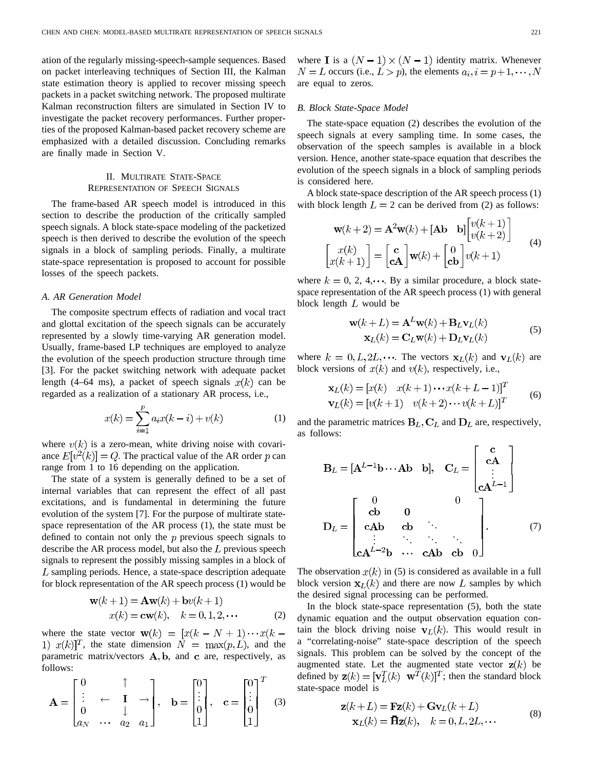ation of the regularly missing-speech-sample sequences. Based on packet interleaving techniques of Section III, the Kalman state estimation theory is applied to recover missing speech packets in a packet switching network. The proposed multirate Kalman reconstruction filters are simulated in Section IV to investigate the packet recovery performances. Further properties of the proposed Kalman-based packet recovery scheme are emphasized with a detailed discussion. Concluding remarks are finally made in Section V.

## II. Multirate State-Space Representation of Speech Signals

The frame-based AR speech model is introduced in this section to describe the production of the critically sampled speech signals. A block state-space modeling of the packetized speech is then derived to describe the evolution of the speech signals in a block of sampling periods. Finally, a multirate state-space representation is proposed to account for possible losses of the speech packets.

### A. AR Generation Model

The composite spectrum effects of radiation and vocal tract and glottal excitation of the speech signals can be accurately represented by a slowly time-varying AR generation model. Usually, frame-based LP techniques are employed to analyze the evolution of the speech production structure through time [3]. For the packet switching network with adequate packet length (4–64 ms), a packet of speech signals $x(k)$ can be regarded as a realization of a stationary AR process, i.e.,

$$x(k) = \sum_{i=1}^{p} a_i x(k-i) + v(k) \tag{1}$$

where $v(k)$ is a zero-mean, white driving noise with covariance $E[v^2(k)] = Q$. The practical value of the AR order $p$ can range from 1 to 16 depending on the application.

The state of a system is generally defined to be a set of internal variables that can represent the effect of all past excitations, and is fundamental in determining the future evolution of the system [7]. For the purpose of multirate state-space representation of the AR process (1), the state must be defined to contain not only the $p$ previous speech signals to describe the AR process model, but also the $L$ previous speech signals to represent the possibly missing samples in a block of $L$ sampling periods. Hence, a state-space description adequate for block representation of the AR speech process (1) would be

$$\begin{aligned} \mathbf{w}(k+1) &= \mathbf{A}\mathbf{w}(k) + \mathbf{b}v(k+1) \\ x(k) &= \mathbf{c}\mathbf{w}(k), \quad k = 0, 1, 2, \cdots \end{aligned} \tag{2}$$

where the state vector $\mathbf{w}(k) = [x(k-N+1) \cdots x(k-1)\ \ x(k)]^T$, the state dimension $N = \max(p, L)$, and the parametric matrix/vectors $\mathbf{A}, \mathbf{b}$, and $\mathbf{c}$ are, respectively, as follows:

$$\mathbf{A} = \begin{bmatrix} 0 & & \uparrow & \\ \vdots & \leftarrow & \mathbf{I} & \rightarrow \\ 0 & & \downarrow & \\ a_N & \cdots & a_2 & a_1 \end{bmatrix}, \quad \mathbf{b} = \begin{bmatrix} 0 \\ \vdots \\ 0 \\ 1 \end{bmatrix}, \quad \mathbf{c} = \begin{bmatrix} 0 \\ \vdots \\ 0 \\ 1 \end{bmatrix}^T \tag{3}$$

where $\mathbf{I}$ is a $(N-1) \times (N-1)$ identity matrix. Whenever $N = L$ occurs (i.e., $L > p$), the elements $a_i, i = p+1, \cdots, N$ are equal to zeros.

### B. Block State-Space Model

The state-space equation (2) describes the evolution of the speech signals at every sampling time. In some cases, the observation of the speech samples is available in a block version. Hence, another state-space equation that describes the evolution of the speech signals in a block of sampling periods is considered here.

A block state-space description of the AR speech process (1) with block length $L = 2$ can be derived from (2) as follows:

$$\begin{aligned} \mathbf{w}(k+2) &= \mathbf{A}^2\mathbf{w}(k) + [\mathbf{Ab} \quad \mathbf{b}] \begin{bmatrix} v(k+1) \\ v(k+2) \end{bmatrix} \\ \begin{bmatrix} x(k) \\ x(k+1) \end{bmatrix} &= \begin{bmatrix} \mathbf{c} \\ \mathbf{cA} \end{bmatrix} \mathbf{w}(k) + \begin{bmatrix} 0 \\ \mathbf{cb} \end{bmatrix} v(k+1) \end{aligned} \tag{4}$$

where $k = 0, 2, 4, \cdots$. By a similar procedure, a block state-space representation of the AR speech process (1) with general block length $L$ would be

$$\begin{aligned} \mathbf{w}(k+L) &= \mathbf{A}^L\mathbf{w}(k) + \mathbf{B}_L\mathbf{v}_L(k) \\ \mathbf{x}_L(k) &= \mathbf{C}_L\mathbf{w}(k) + \mathbf{D}_L\mathbf{v}_L(k) \end{aligned} \tag{5}$$

where $k = 0, L, 2L, \cdots$. The vectors $\mathbf{x}_L(k)$ and $\mathbf{v}_L(k)$ are block versions of $x(k)$ and $v(k)$, respectively, i.e.,

$$\begin{aligned} \mathbf{x}_L(k) &= [x(k) \quad x(k+1) \cdots x(k+L-1)]^T \\ \mathbf{v}_L(k) &= [v(k+1) \quad v(k+2) \cdots v(k+L)]^T \end{aligned} \tag{6}$$

and the parametric matrices $\mathbf{B}_L, \mathbf{C}_L$ and $\mathbf{D}_L$ are, respectively, as follows:

$$\mathbf{B}_L = [\mathbf{A}^{L-1}\mathbf{b} \cdots \mathbf{Ab} \quad \mathbf{b}], \quad \mathbf{C}_L = \begin{bmatrix} \mathbf{c} \\ \mathbf{cA} \\ \vdots \\ \mathbf{cA}^{L-1} \end{bmatrix}$$

$$\mathbf{D}_L = \begin{bmatrix} 0 & & & & 0 \\ \mathbf{cb} & \mathbf{0} & & & \\ \mathbf{cAb} & \mathbf{cb} & \ddots & & \\ \vdots & \ddots & \ddots & \ddots & \\ \mathbf{cA}^{L-2}\mathbf{b} & \cdots & \mathbf{cAb} & \mathbf{cb} & 0 \end{bmatrix}. \tag{7}$$

The observation $x(k)$ in (5) is considered as available in a full block version $\mathbf{x}_L(k)$ and there are now $L$ samples by which the desired signal processing can be performed.

In the block state-space representation (5), both the state dynamic equation and the output observation equation contain the block driving noise $\mathbf{v}_L(k)$. This would result in a "correlating-noise" state-space description of the speech signals. This problem can be solved by the concept of the augmented state. Let the augmented state vector $\mathbf{z}(k)$ be defined by $\mathbf{z}(k) = [\mathbf{v}_L^T(k) \quad \mathbf{w}^T(k)]^T$; then the standard block state-space model is

$$\begin{aligned} \mathbf{z}(k+L) &= \mathbf{F}\mathbf{z}(k) + \mathbf{G}\mathbf{v}_L(k+L) \\ \mathbf{x}_L(k) &= \bar{\mathbf{H}}\mathbf{z}(k), \quad k = 0, L, 2L, \cdots \end{aligned} \tag{8}$$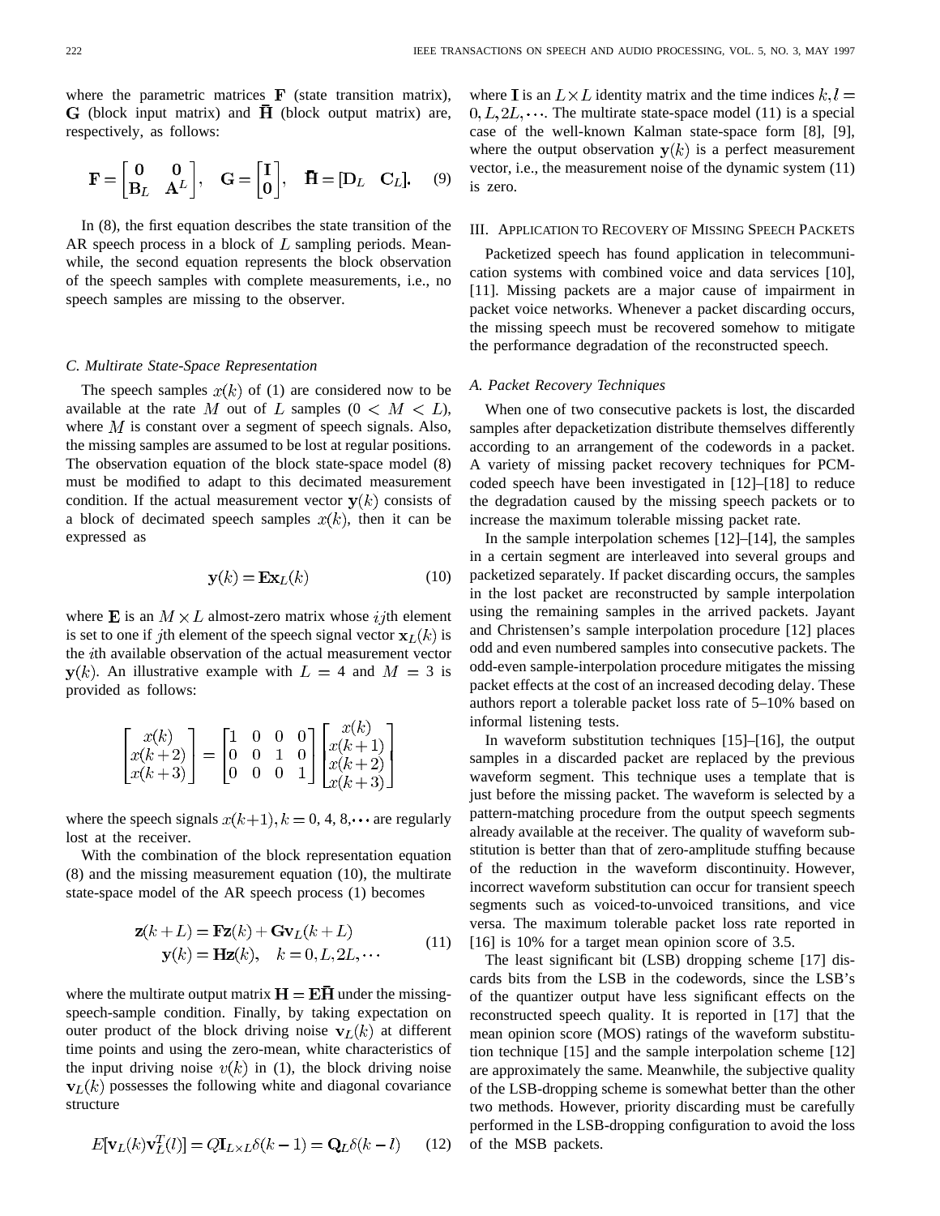where the parametric matrices $\mathbf{F}$ (state transition matrix), $\mathbf{G}$ (block input matrix) and $\bar{\mathbf{H}}$ (block output matrix) are, respectively, as follows:

$$\mathbf{F} = \begin{bmatrix} \mathbf{0} & \mathbf{0} \\ \mathbf{B}_L & \mathbf{A}^L \end{bmatrix}, \quad \mathbf{G} = \begin{bmatrix} \mathbf{I} \\ \mathbf{0} \end{bmatrix}, \quad \bar{\mathbf{H}} = [\mathbf{D}_L \quad \mathbf{C}_L]. \tag{9}$$

In (8), the first equation describes the state transition of the AR speech process in a block of $L$ sampling periods. Meanwhile, the second equation represents the block observation of the speech samples with complete measurements, i.e., no speech samples are missing to the observer.

### C. Multirate State-Space Representation

The speech samples $x(k)$ of (1) are considered now to be available at the rate $M$ out of $L$ samples $(0 < M < L)$, where $M$ is constant over a segment of speech signals. Also, the missing samples are assumed to be lost at regular positions. The observation equation of the block state-space model (8) must be modified to adapt to this decimated measurement condition. If the actual measurement vector $\mathbf{y}(k)$ consists of a block of decimated speech samples $x(k)$, then it can be expressed as

$$\mathbf{y}(k) = \mathbf{E}\mathbf{x}_L(k) \tag{10}$$

where $\mathbf{E}$ is an $M \times L$ almost-zero matrix whose $ij$th element is set to one if $j$th element of the speech signal vector $\mathbf{x}_L(k)$ is the $i$th available observation of the actual measurement vector $\mathbf{y}(k)$. An illustrative example with $L = 4$ and $M = 3$ is provided as follows:

$$\begin{bmatrix} x(k) \\ x(k+2) \\ x(k+3) \end{bmatrix} = \begin{bmatrix} 1 & 0 & 0 & 0 \\ 0 & 0 & 1 & 0 \\ 0 & 0 & 0 & 1 \end{bmatrix} \begin{bmatrix} x(k) \\ x(k+1) \\ x(k+2) \\ x(k+3) \end{bmatrix}$$

where the speech signals $x(k+1), k = 0, 4, 8, \cdots$ are regularly lost at the receiver.

With the combination of the block representation equation (8) and the missing measurement equation (10), the multirate state-space model of the AR speech process (1) becomes

$$\begin{aligned} \mathbf{z}(k+L) &= \mathbf{F}\mathbf{z}(k) + \mathbf{G}\mathbf{v}_L(k+L) \\ \mathbf{y}(k) &= \mathbf{H}\mathbf{z}(k), \quad k = 0, L, 2L, \cdots \end{aligned} \tag{11}$$

where the multirate output matrix $\mathbf{H} = \mathbf{E}\bar{\mathbf{H}}$ under the missing-speech-sample condition. Finally, by taking expectation on outer product of the block driving noise $\mathbf{v}_L(k)$ at different time points and using the zero-mean, white characteristics of the input driving noise $v(k)$ in (1), the block driving noise $\mathbf{v}_L(k)$ possesses the following white and diagonal covariance structure

$$E[\mathbf{v}_L(k)\mathbf{v}_L^T(l)] = Q\mathbf{I}_{L\times L}\delta(k-1) = \mathbf{Q}_L\delta(k-l) \tag{12}$$

where $\mathbf{I}$ is an $L \times L$ identity matrix and the time indices $k, l = 0, L, 2L, \cdots$. The multirate state-space model (11) is a special case of the well-known Kalman state-space form [8], [9], where the output observation $\mathbf{y}(k)$ is a perfect measurement vector, i.e., the measurement noise of the dynamic system (11) is zero.

## III. Application to Recovery of Missing Speech Packets

Packetized speech has found application in telecommunication systems with combined voice and data services [10], [11]. Missing packets are a major cause of impairment in packet voice networks. Whenever a packet discarding occurs, the missing speech must be recovered somehow to mitigate the performance degradation of the reconstructed speech.

### A. Packet Recovery Techniques

When one of two consecutive packets is lost, the discarded samples after depacketization distribute themselves differently according to an arrangement of the codewords in a packet. A variety of missing packet recovery techniques for PCM-coded speech have been investigated in [12]–[18] to reduce the degradation caused by the missing speech packets or to increase the maximum tolerable missing packet rate.

In the sample interpolation schemes [12]–[14], the samples in a certain segment are interleaved into several groups and packetized separately. If packet discarding occurs, the samples in the lost packet are reconstructed by sample interpolation using the remaining samples in the arrived packets. Jayant and Christensen's sample interpolation procedure [12] places odd and even numbered samples into consecutive packets. The odd-even sample-interpolation procedure mitigates the missing packet effects at the cost of an increased decoding delay. These authors report a tolerable packet loss rate of 5–10% based on informal listening tests.

In waveform substitution techniques [15]–[16], the output samples in a discarded packet are replaced by the previous waveform segment. This technique uses a template that is just before the missing packet. The waveform is selected by a pattern-matching procedure from the output speech segments already available at the receiver. The quality of waveform substitution is better than that of zero-amplitude stuffing because of the reduction in the waveform discontinuity. However, incorrect waveform substitution can occur for transient speech segments such as voiced-to-unvoiced transitions, and vice versa. The maximum tolerable packet loss rate reported in [16] is 10% for a target mean opinion score of 3.5.

The least significant bit (LSB) dropping scheme [17] discards bits from the LSB in the codewords, since the LSB's of the quantizer output have less significant effects on the reconstructed speech quality. It is reported in [17] that the mean opinion score (MOS) ratings of the waveform substitution technique [15] and the sample interpolation scheme [12] are approximately the same. Meanwhile, the subjective quality of the LSB-dropping scheme is somewhat better than the other two methods. However, priority discarding must be carefully performed in the LSB-dropping configuration to avoid the loss of the MSB packets.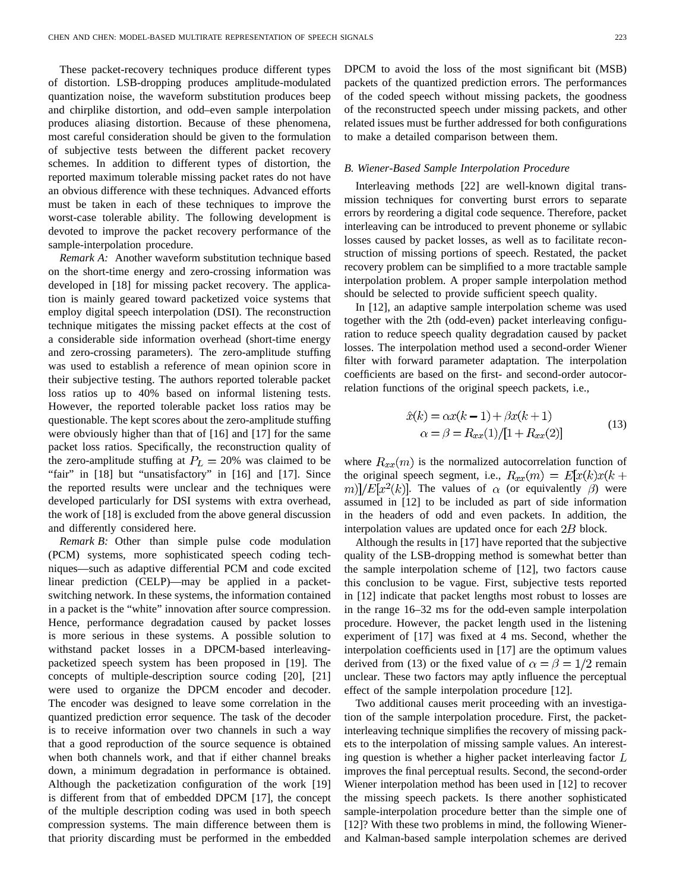These packet-recovery techniques produce different types of distortion. LSB-dropping produces amplitude-modulated quantization noise, the waveform substitution produces beep and chirplike distortion, and odd–even sample interpolation produces aliasing distortion. Because of these phenomena, most careful consideration should be given to the formulation of subjective tests between the different packet recovery schemes. In addition to different types of distortion, the reported maximum tolerable missing packet rates do not have an obvious difference with these techniques. Advanced efforts must be taken in each of these techniques to improve the worst-case tolerable ability. The following development is devoted to improve the packet recovery performance of the sample-interpolation procedure.

*Remark A:* Another waveform substitution technique based on the short-time energy and zero-crossing information was developed in [18] for missing packet recovery. The application is mainly geared toward packetized voice systems that employ digital speech interpolation (DSI). The reconstruction technique mitigates the missing packet effects at the cost of a considerable side information overhead (short-time energy and zero-crossing parameters). The zero-amplitude stuffing was used to establish a reference of mean opinion score in their subjective testing. The authors reported tolerable packet loss ratios up to 40% based on informal listening tests. However, the reported tolerable packet loss ratios may be questionable. The kept scores about the zero-amplitude stuffing were obviously higher than that of [16] and [17] for the same packet loss ratios. Specifically, the reconstruction quality of the zero-amplitude stuffing at $P_L = 20\%$ was claimed to be "fair" in [18] but "unsatisfactory" in [16] and [17]. Since the reported results were unclear and the techniques were developed particularly for DSI systems with extra overhead, the work of [18] is excluded from the above general discussion and differently considered here.

*Remark B:* Other than simple pulse code modulation (PCM) systems, more sophisticated speech coding techniques—such as adaptive differential PCM and code excited linear prediction (CELP)—may be applied in a packet-switching network. In these systems, the information contained in a packet is the "white" innovation after source compression. Hence, performance degradation caused by packet losses is more serious in these systems. A possible solution to withstand packet losses in a DPCM-based interleaving-packetized speech system has been proposed in [19]. The concepts of multiple-description source coding [20], [21] were used to organize the DPCM encoder and decoder. The encoder was designed to leave some correlation in the quantized prediction error sequence. The task of the decoder is to receive information over two channels in such a way that a good reproduction of the source sequence is obtained when both channels work, and that if either channel breaks down, a minimum degradation in performance is obtained. Although the packetization configuration of the work [19] is different from that of embedded DPCM [17], the concept of the multiple description coding was used in both speech compression systems. The main difference between them is that priority discarding must be performed in the embedded DPCM to avoid the loss of the most significant bit (MSB) packets of the quantized prediction errors. The performances of the coded speech without missing packets, the goodness of the reconstructed speech under missing packets, and other related issues must be further addressed for both configurations to make a detailed comparison between them.

### *B. Wiener-Based Sample Interpolation Procedure*

Interleaving methods [22] are well-known digital transmission techniques for converting burst errors to separate errors by reordering a digital code sequence. Therefore, packet interleaving can be introduced to prevent phoneme or syllabic losses caused by packet losses, as well as to facilitate reconstruction of missing portions of speech. Restated, the packet recovery problem can be simplified to a more tractable sample interpolation problem. A proper sample interpolation method should be selected to provide sufficient speech quality.

In [12], an adaptive sample interpolation scheme was used together with the 2th (odd-even) packet interleaving configuration to reduce speech quality degradation caused by packet losses. The interpolation method used a second-order Wiener filter with forward parameter adaptation. The interpolation coefficients are based on the first- and second-order autocorrelation functions of the original speech packets, i.e.,

$$
\begin{aligned}
\hat{x}(k) &= \alpha x(k-1) + \beta x(k+1) \\
\alpha = \beta &= R_{xx}(1)/[1 + R_{xx}(2)]
\end{aligned}
\tag{13}
$$

where $R_{xx}(m)$ is the normalized autocorrelation function of the original speech segment, i.e., $R_{xx}(m) = E[x(k)x(k+m)]/E[x^2(k)]$. The values of $\alpha$ (or equivalently $\beta$) were assumed in [12] to be included as part of side information in the headers of odd and even packets. In addition, the interpolation values are updated once for each $2B$ block.

Although the results in [17] have reported that the subjective quality of the LSB-dropping method is somewhat better than the sample interpolation scheme of [12], two factors cause this conclusion to be vague. First, subjective tests reported in [12] indicate that packet lengths most robust to losses are in the range 16–32 ms for the odd-even sample interpolation procedure. However, the packet length used in the listening experiment of [17] was fixed at 4 ms. Second, whether the interpolation coefficients used in [17] are the optimum values derived from (13) or the fixed value of $\alpha = \beta = 1/2$ remain unclear. These two factors may aptly influence the perceptual effect of the sample interpolation procedure [12].

Two additional causes merit proceeding with an investigation of the sample interpolation procedure. First, the packet-interleaving technique simplifies the recovery of missing packets to the interpolation of missing sample values. An interesting question is whether a higher packet interleaving factor $L$ improves the final perceptual results. Second, the second-order Wiener interpolation method has been used in [12] to recover the missing speech packets. Is there another sophisticated sample-interpolation procedure better than the simple one of [12]? With these two problems in mind, the following Wiener- and Kalman-based sample interpolation schemes are derived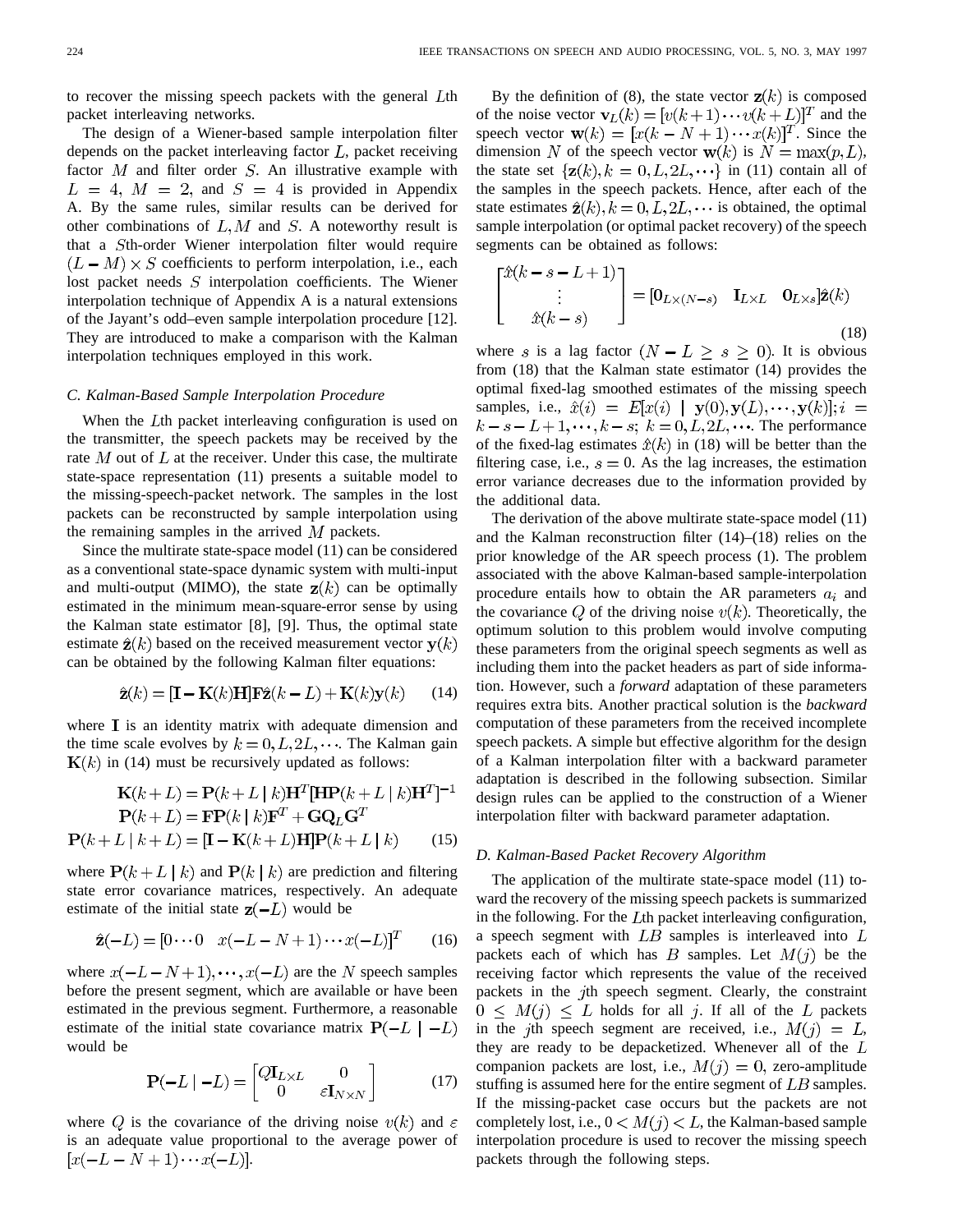to recover the missing speech packets with the general $L$th packet interleaving networks.

The design of a Wiener-based sample interpolation filter depends on the packet interleaving factor $L$, packet receiving factor $M$ and filter order $S$. An illustrative example with $L = 4$, $M = 2$, and $S = 4$ is provided in Appendix A. By the same rules, similar results can be derived for other combinations of $L, M$ and $S$. A noteworthy result is that a $S$th-order Wiener interpolation filter would require $(L - M) \times S$ coefficients to perform interpolation, i.e., each lost packet needs $S$ interpolation coefficients. The Wiener interpolation technique of Appendix A is a natural extensions of the Jayant's odd–even sample interpolation procedure [12]. They are introduced to make a comparison with the Kalman interpolation techniques employed in this work.

### C. Kalman-Based Sample Interpolation Procedure

When the $L$th packet interleaving configuration is used on the transmitter, the speech packets may be received by the rate $M$ out of $L$ at the receiver. Under this case, the multirate state-space representation (11) presents a suitable model to the missing-speech-packet network. The samples in the lost packets can be reconstructed by sample interpolation using the remaining samples in the arrived $M$ packets.

Since the multirate state-space model (11) can be considered as a conventional state-space dynamic system with multi-input and multi-output (MIMO), the state $\mathbf{z}(k)$ can be optimally estimated in the minimum mean-square-error sense by using the Kalman state estimator [8], [9]. Thus, the optimal state estimate $\hat{\mathbf{z}}(k)$ based on the received measurement vector $\mathbf{y}(k)$ can be obtained by the following Kalman filter equations:

$$\hat{\mathbf{z}}(k) = [\mathbf{I} - \mathbf{K}(k)\mathbf{H}]\mathbf{F}\hat{\mathbf{z}}(k - L) + \mathbf{K}(k)\mathbf{y}(k) \tag{14}$$

where $\mathbf{I}$ is an identity matrix with adequate dimension and the time scale evolves by $k = 0, L, 2L, \cdots$. The Kalman gain $\mathbf{K}(k)$ in (14) must be recursively updated as follows:

$$\begin{aligned}\mathbf{K}(k+L) &= \mathbf{P}(k+L \mid k)\mathbf{H}^T[\mathbf{H}\mathbf{P}(k+L \mid k)\mathbf{H}^T]^{-1}\\ \mathbf{P}(k+L) &= \mathbf{F}\mathbf{P}(k \mid k)\mathbf{F}^T + \mathbf{G}\mathbf{Q}_L\mathbf{G}^T\\ \mathbf{P}(k+L \mid k+L) &= [\mathbf{I} - \mathbf{K}(k+L)\mathbf{H}]\mathbf{P}(k+L \mid k)\end{aligned} \tag{15}$$

where $\mathbf{P}(k+L \mid k)$ and $\mathbf{P}(k \mid k)$ are prediction and filtering state error covariance matrices, respectively. An adequate estimate of the initial state $\mathbf{z}(-L)$ would be

$$\hat{\mathbf{z}}(-L) = [0 \cdots 0 \quad x(-L-N+1) \cdots x(-L)]^T \tag{16}$$

where $x(-L-N+1), \cdots, x(-L)$ are the $N$ speech samples before the present segment, which are available or have been estimated in the previous segment. Furthermore, a reasonable estimate of the initial state covariance matrix $\mathbf{P}(-L \mid -L)$ would be

$$\mathbf{P}(-L \mid -L) = \begin{bmatrix} Q\mathbf{I}_{L\times L} & 0 \\ 0 & \varepsilon\mathbf{I}_{N\times N}\end{bmatrix} \tag{17}$$

where $Q$ is the covariance of the driving noise $v(k)$ and $\varepsilon$ is an adequate value proportional to the average power of $[x(-L-N+1) \cdots x(-L)]$.

By the definition of (8), the state vector $\mathbf{z}(k)$ is composed of the noise vector $\mathbf{v}_L(k) = [v(k+1) \cdots v(k+L)]^T$ and the speech vector $\mathbf{w}(k) = [x(k-N+1) \cdots x(k)]^T$. Since the dimension $N$ of the speech vector $\mathbf{w}(k)$ is $N = \max(p, L)$, the state set $\{\mathbf{z}(k), k = 0, L, 2L, \cdots\}$ in (11) contain all of the samples in the speech packets. Hence, after each of the state estimates $\hat{\mathbf{z}}(k), k = 0, L, 2L, \cdots$ is obtained, the optimal sample interpolation (or optimal packet recovery) of the speech segments can be obtained as follows:

$$\begin{bmatrix}\hat{x}(k-s-L+1)\\ \vdots \\ \hat{x}(k-s)\end{bmatrix} = [\mathbf{0}_{L\times(N-s)} \quad \mathbf{I}_{L\times L} \quad \mathbf{0}_{L\times s}]\hat{\mathbf{z}}(k) \tag{18}$$

where $s$ is a lag factor $(N - L \geq s \geq 0)$. It is obvious from (18) that the Kalman state estimator (14) provides the optimal fixed-lag smoothed estimates of the missing speech samples, i.e., $\hat{x}(i) = E[x(i) \mid \mathbf{y}(0), \mathbf{y}(L), \cdots, \mathbf{y}(k)]; i = k-s-L+1, \cdots, k-s;\ k = 0, L, 2L, \cdots$. The performance of the fixed-lag estimates $\hat{x}(k)$ in (18) will be better than the filtering case, i.e., $s = 0$. As the lag increases, the estimation error variance decreases due to the information provided by the additional data.

The derivation of the above multirate state-space model (11) and the Kalman reconstruction filter (14)–(18) relies on the prior knowledge of the AR speech process (1). The problem associated with the above Kalman-based sample-interpolation procedure entails how to obtain the AR parameters $a_i$ and the covariance $Q$ of the driving noise $v(k)$. Theoretically, the optimum solution to this problem would involve computing these parameters from the original speech segments as well as including them into the packet headers as part of side information. However, such a *forward* adaptation of these parameters requires extra bits. Another practical solution is the *backward* computation of these parameters from the received incomplete speech packets. A simple but effective algorithm for the design of a Kalman interpolation filter with a backward parameter adaptation is described in the following subsection. Similar design rules can be applied to the construction of a Wiener interpolation filter with backward parameter adaptation.

### D. Kalman-Based Packet Recovery Algorithm

The application of the multirate state-space model (11) toward the recovery of the missing speech packets is summarized in the following. For the $L$th packet interleaving configuration, a speech segment with $LB$ samples is interleaved into $L$ packets each of which has $B$ samples. Let $M(j)$ be the receiving factor which represents the value of the received packets in the $j$th speech segment. Clearly, the constraint $0 \leq M(j) \leq L$ holds for all $j$. If all of the $L$ packets in the $j$th speech segment are received, i.e., $M(j) = L$, they are ready to be depacketized. Whenever all of the $L$ companion packets are lost, i.e., $M(j) = 0$, zero-amplitude stuffing is assumed here for the entire segment of $LB$ samples. If the missing-packet case occurs but the packets are not completely lost, i.e., $0 < M(j) < L$, the Kalman-based sample interpolation procedure is used to recover the missing speech packets through the following steps.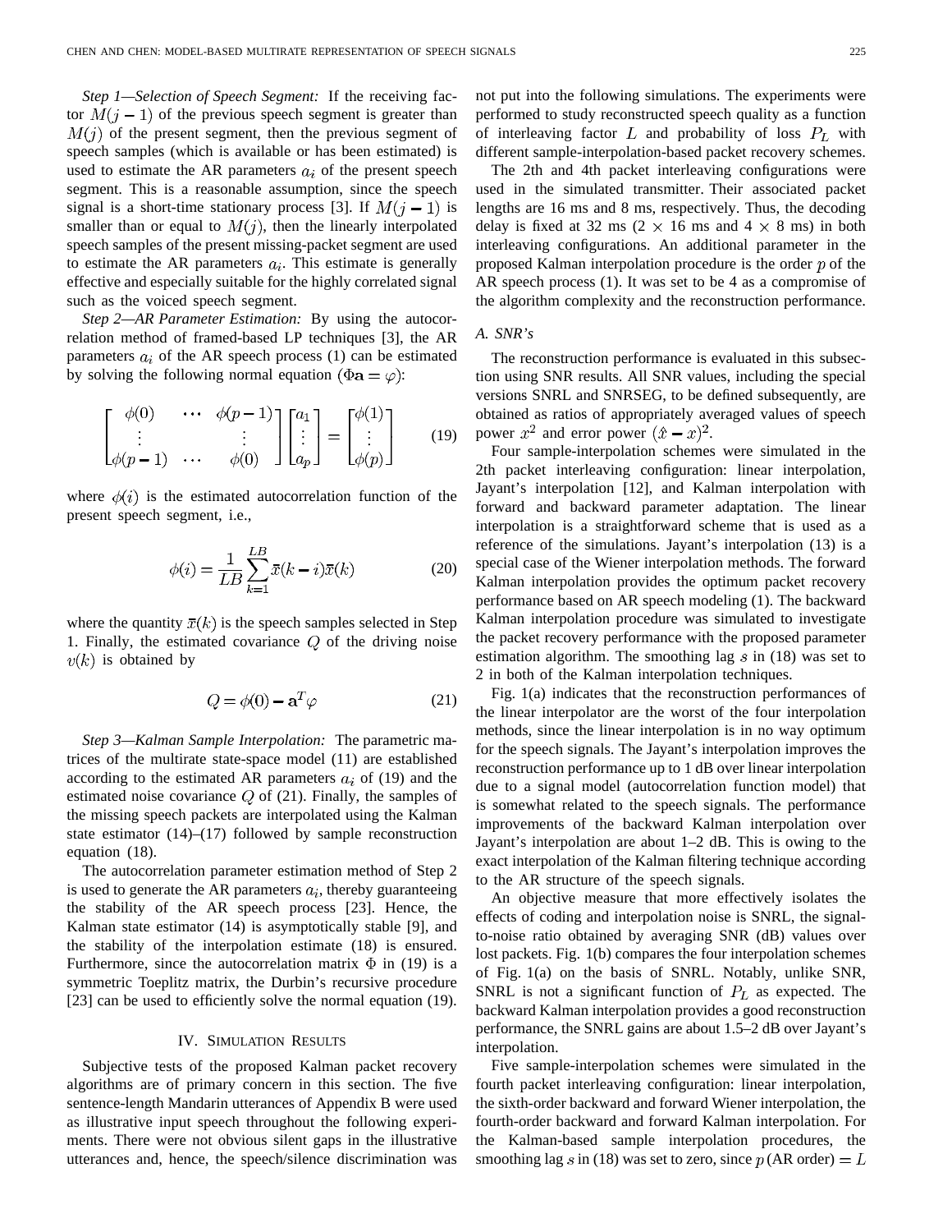*Step 1—Selection of Speech Segment:* If the receiving factor $M(j-1)$ of the previous speech segment is greater than $M(j)$ of the present segment, then the previous segment of speech samples (which is available or has been estimated) is used to estimate the AR parameters $a_i$ of the present speech segment. This is a reasonable assumption, since the speech signal is a short-time stationary process [3]. If $M(j-1)$ is smaller than or equal to $M(j)$, then the linearly interpolated speech samples of the present missing-packet segment are used to estimate the AR parameters $a_i$. This estimate is generally effective and especially suitable for the highly correlated signal such as the voiced speech segment.

*Step 2—AR Parameter Estimation:* By using the autocorrelation method of framed-based LP techniques [3], the AR parameters $a_i$ of the AR speech process (1) can be estimated by solving the following normal equation ($\Phi \mathbf{a} = \varphi$):

$$\begin{bmatrix} \phi(0) & \cdots & \phi(p-1) \\ \vdots & & \vdots \\ \phi(p-1) & \cdots & \phi(0) \end{bmatrix} \begin{bmatrix} a_1 \\ \vdots \\ a_p \end{bmatrix} = \begin{bmatrix} \phi(1) \\ \vdots \\ \phi(p) \end{bmatrix} \tag{19}$$

where $\phi(i)$ is the estimated autocorrelation function of the present speech segment, i.e.,

$$\phi(i) = \frac{1}{LB} \sum_{k=1}^{LB} \bar{x}(k-i)\bar{x}(k) \tag{20}$$

where the quantity $\bar{x}(k)$ is the speech samples selected in Step 1. Finally, the estimated covariance $Q$ of the driving noise $v(k)$ is obtained by

$$Q = \phi(0) - \mathbf{a}^T \varphi \tag{21}$$

*Step 3—Kalman Sample Interpolation:* The parametric matrices of the multirate state-space model (11) are established according to the estimated AR parameters $a_i$ of (19) and the estimated noise covariance $Q$ of (21). Finally, the samples of the missing speech packets are interpolated using the Kalman state estimator (14)–(17) followed by sample reconstruction equation (18).

The autocorrelation parameter estimation method of Step 2 is used to generate the AR parameters $a_i$, thereby guaranteeing the stability of the AR speech process [23]. Hence, the Kalman state estimator (14) is asymptotically stable [9], and the stability of the interpolation estimate (18) is ensured. Furthermore, since the autocorrelation matrix $\Phi$ in (19) is a symmetric Toeplitz matrix, the Durbin's recursive procedure [23] can be used to efficiently solve the normal equation (19).

## IV. Simulation Results

Subjective tests of the proposed Kalman packet recovery algorithms are of primary concern in this section. The five sentence-length Mandarin utterances of Appendix B were used as illustrative input speech throughout the following experiments. There were not obvious silent gaps in the illustrative utterances and, hence, the speech/silence discrimination was not put into the following simulations. The experiments were performed to study reconstructed speech quality as a function of interleaving factor $L$ and probability of loss $P_L$ with different sample-interpolation-based packet recovery schemes.

The 2th and 4th packet interleaving configurations were used in the simulated transmitter. Their associated packet lengths are 16 ms and 8 ms, respectively. Thus, the decoding delay is fixed at 32 ms ($2 \times 16$ ms and $4 \times 8$ ms) in both interleaving configurations. An additional parameter in the proposed Kalman interpolation procedure is the order $p$ of the AR speech process (1). It was set to be 4 as a compromise of the algorithm complexity and the reconstruction performance.

### A. SNR's

The reconstruction performance is evaluated in this subsection using SNR results. All SNR values, including the special versions SNRL and SNRSEG, to be defined subsequently, are obtained as ratios of appropriately averaged values of speech power $x^2$ and error power $(\hat{x} - x)^2$.

Four sample-interpolation schemes were simulated in the 2th packet interleaving configuration: linear interpolation, Jayant's interpolation [12], and Kalman interpolation with forward and backward parameter adaptation. The linear interpolation is a straightforward scheme that is used as a reference of the simulations. Jayant's interpolation (13) is a special case of the Wiener interpolation methods. The forward Kalman interpolation provides the optimum packet recovery performance based on AR speech modeling (1). The backward Kalman interpolation procedure was simulated to investigate the packet recovery performance with the proposed parameter estimation algorithm. The smoothing lag $s$ in (18) was set to 2 in both of the Kalman interpolation techniques.

Fig. 1(a) indicates that the reconstruction performances of the linear interpolator are the worst of the four interpolation methods, since the linear interpolation is in no way optimum for the speech signals. The Jayant's interpolation improves the reconstruction performance up to 1 dB over linear interpolation due to a signal model (autocorrelation function model) that is somewhat related to the speech signals. The performance improvements of the backward Kalman interpolation over Jayant's interpolation are about 1–2 dB. This is owing to the exact interpolation of the Kalman filtering technique according to the AR structure of the speech signals.

An objective measure that more effectively isolates the effects of coding and interpolation noise is SNRL, the signal-to-noise ratio obtained by averaging SNR (dB) values over lost packets. Fig. 1(b) compares the four interpolation schemes of Fig. 1(a) on the basis of SNRL. Notably, unlike SNR, SNRL is not a significant function of $P_L$ as expected. The backward Kalman interpolation provides a good reconstruction performance, the SNRL gains are about 1.5–2 dB over Jayant's interpolation.

Five sample-interpolation schemes were simulated in the fourth packet interleaving configuration: linear interpolation, the sixth-order backward and forward Wiener interpolation, the fourth-order backward and forward Kalman interpolation. For the Kalman-based sample interpolation procedures, the smoothing lag $s$ in (18) was set to zero, since $p$ (AR order) $= L$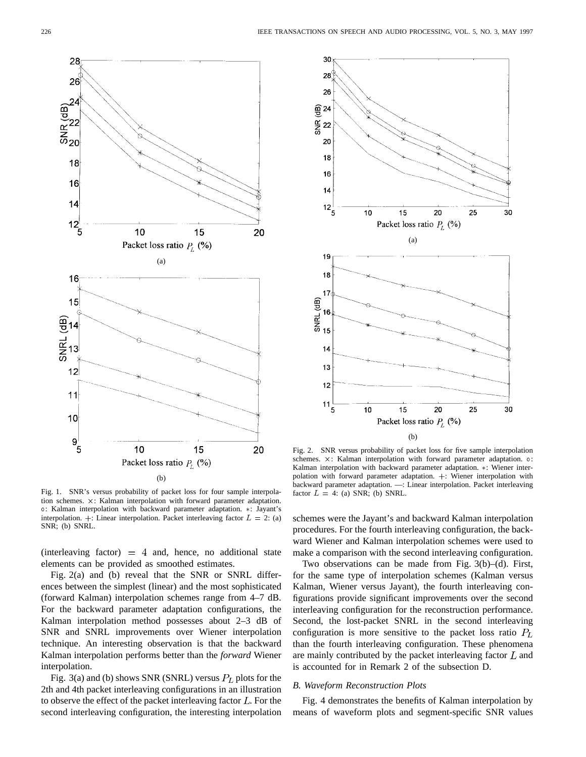Fig. 1. SNR's versus probability of packet loss for four sample interpolation schemes. $\times$: Kalman interpolation with forward parameter adaptation. $\circ$: Kalman interpolation with backward parameter adaptation. $*$: Jayant's interpolation. $+$: Linear interpolation. Packet interleaving factor $L = 2$: (a) SNR; (b) SNRL.

Fig. 2. SNR versus probability of packet loss for five sample interpolation schemes. $\times$: Kalman interpolation with forward parameter adaptation. $\circ$: Kalman interpolation with backward parameter adaptation. $*$: Wiener interpolation with forward parameter adaptation. $+$: Wiener interpolation with backward parameter adaptation. —: Linear interpolation. Packet interleaving factor $L = 4$: (a) SNR; (b) SNRL.

(interleaving factor) $= 4$ and, hence, no additional state elements can be provided as smoothed estimates.

Fig. 2(a) and (b) reveal that the SNR or SNRL differences between the simplest (linear) and the most sophisticated (forward Kalman) interpolation schemes range from 4–7 dB. For the backward parameter adaptation configurations, the Kalman interpolation method possesses about 2–3 dB of SNR and SNRL improvements over Wiener interpolation technique. An interesting observation is that the backward Kalman interpolation performs better than the *forward* Wiener interpolation.

Fig. 3(a) and (b) shows SNR (SNRL) versus $P_L$ plots for the 2th and 4th packet interleaving configurations in an illustration to observe the effect of the packet interleaving factor $L$. For the second interleaving configuration, the interesting interpolation schemes were the Jayant's and backward Kalman interpolation procedures. For the fourth interleaving configuration, the backward Wiener and Kalman interpolation schemes were used to make a comparison with the second interleaving configuration.

Two observations can be made from Fig. 3(b)–(d). First, for the same type of interpolation schemes (Kalman versus Kalman, Wiener versus Jayant), the fourth interleaving configurations provide significant improvements over the second interleaving configuration for the reconstruction performance. Second, the lost-packet SNRL in the second interleaving configuration is more sensitive to the packet loss ratio $P_L$ than the fourth interleaving configuration. These phenomena are mainly contributed by the packet interleaving factor $L$ and is accounted for in Remark 2 of the subsection D.

### B. Waveform Reconstruction Plots

Fig. 4 demonstrates the benefits of Kalman interpolation by means of waveform plots and segment-specific SNR values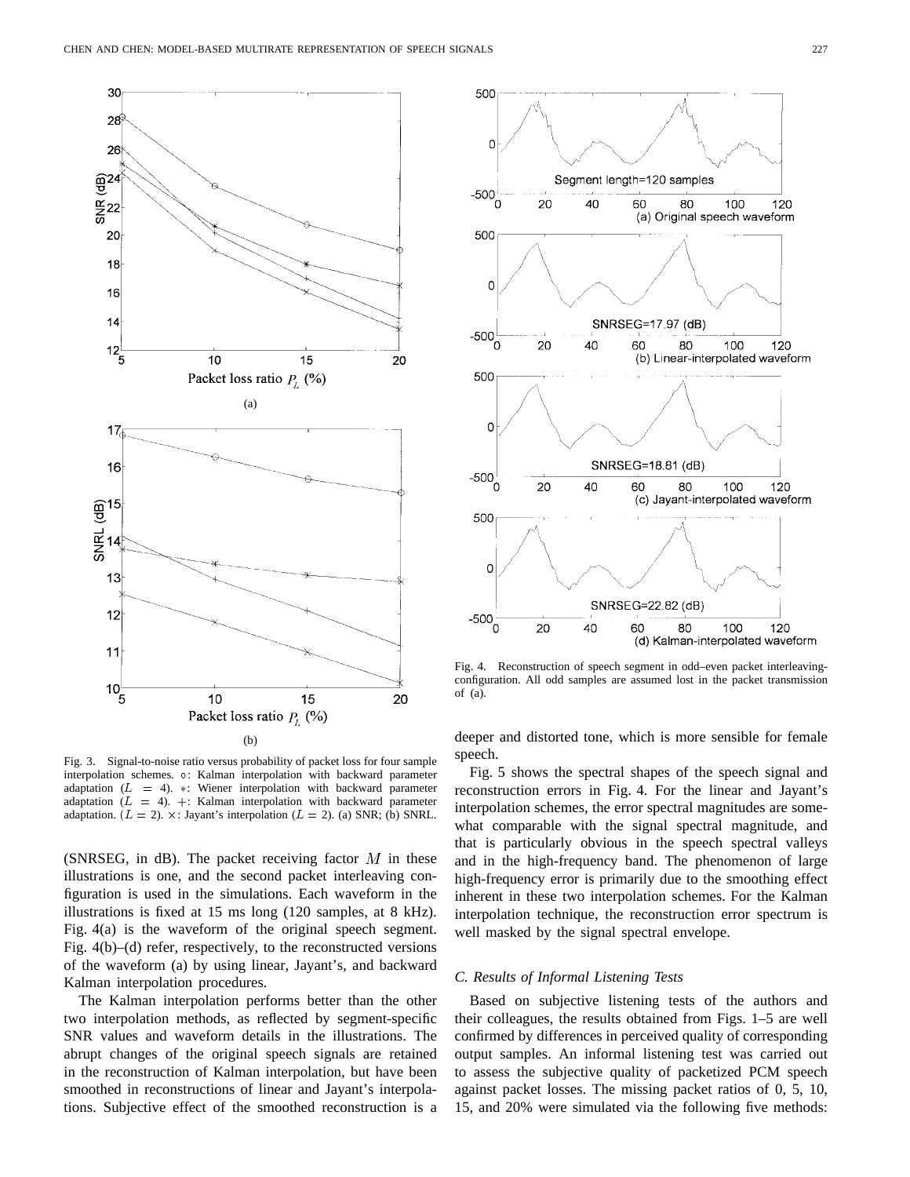Fig. 3. Signal-to-noise ratio versus probability of packet loss for four sample interpolation schemes. ∘: Kalman interpolation with backward parameter adaptation ($L = 4$). ∗: Wiener interpolation with backward parameter adaptation ($L = 4$). +: Kalman interpolation with backward parameter adaptation. ($L = 2$). ×: Jayant's interpolation ($L = 2$). (a) SNR; (b) SNRL.

(SNRSEG, in dB). The packet receiving factor $M$ in these illustrations is one, and the second packet interleaving configuration is used in the simulations. Each waveform in the illustrations is fixed at 15 ms long (120 samples, at 8 kHz). Fig. 4(a) is the waveform of the original speech segment. Fig. 4(b)–(d) refer, respectively, to the reconstructed versions of the waveform (a) by using linear, Jayant's, and backward Kalman interpolation procedures.

The Kalman interpolation performs better than the other two interpolation methods, as reflected by segment-specific SNR values and waveform details in the illustrations. The abrupt changes of the original speech signals are retained in the reconstruction of Kalman interpolation, but have been smoothed in reconstructions of linear and Jayant's interpolations. Subjective effect of the smoothed reconstruction is a deeper and distorted tone, which is more sensible for female speech.

Fig. 4. Reconstruction of speech segment in odd–even packet interleaving-configuration. All odd samples are assumed lost in the packet transmission of (a).

Fig. 5 shows the spectral shapes of the speech signal and reconstruction errors in Fig. 4. For the linear and Jayant's interpolation schemes, the error spectral magnitudes are somewhat comparable with the signal spectral magnitude, and that is particularly obvious in the speech spectral valleys and in the high-frequency band. The phenomenon of large high-frequency error is primarily due to the smoothing effect inherent in these two interpolation schemes. For the Kalman interpolation technique, the reconstruction error spectrum is well masked by the signal spectral envelope.

### C. Results of Informal Listening Tests

Based on subjective listening tests of the authors and their colleagues, the results obtained from Figs. 1–5 are well confirmed by differences in perceived quality of corresponding output samples. An informal listening test was carried out to assess the subjective quality of packetized PCM speech against packet losses. The missing packet ratios of 0, 5, 10, 15, and 20% were simulated via the following five methods: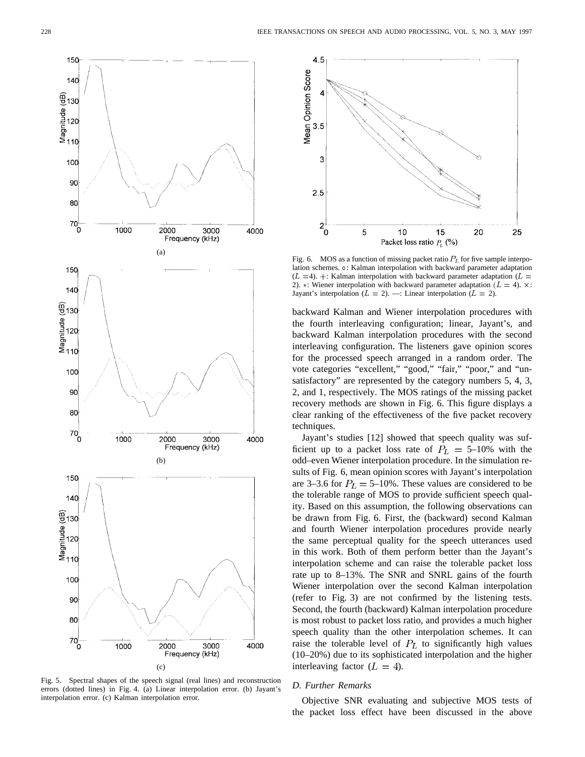Fig. 5. Spectral shapes of the speech signal (real lines) and reconstruction errors (dotted lines) in Fig. 4. (a) Linear interpolation error. (b) Jayant's interpolation error. (c) Kalman interpolation error.

Fig. 6. MOS as a function of missing packet ratio $P_L$ for five sample interpolation schemes. ∘: Kalman interpolation with backward parameter adaptation ($L = 4$). +: Kalman interpolation with backward parameter adaptation ($L = 2$). ∗: Wiener interpolation with backward parameter adaptation ($L = 4$). ×: Jayant's interpolation ($L = 2$). —: Linear interpolation ($L = 2$).

backward Kalman and Wiener interpolation procedures with the fourth interleaving configuration; linear, Jayant's, and backward Kalman interpolation procedures with the second interleaving configuration. The listeners gave opinion scores for the processed speech arranged in a random order. The vote categories "excellent," "good," "fair," "poor," and "unsatisfactory" are represented by the category numbers 5, 4, 3, 2, and 1, respectively. The MOS ratings of the missing packet recovery methods are shown in Fig. 6. This figure displays a clear ranking of the effectiveness of the five packet recovery techniques.

Jayant's studies [12] showed that speech quality was sufficient up to a packet loss rate of $P_L = 5$–10% with the odd–even Wiener interpolation procedure. In the simulation results of Fig. 6, mean opinion scores with Jayant's interpolation are 3–3.6 for $P_L = 5$–10%. These values are considered to be the tolerable range of MOS to provide sufficient speech quality. Based on this assumption, the following observations can be drawn from Fig. 6. First, the (backward) second Kalman and fourth Wiener interpolation procedures provide nearly the same perceptual quality for the speech utterances used in this work. Both of them perform better than the Jayant's interpolation scheme and can raise the tolerable packet loss rate up to 8–13%. The SNR and SNRL gains of the fourth Wiener interpolation over the second Kalman interpolation (refer to Fig. 3) are not confirmed by the listening tests. Second, the fourth (backward) Kalman interpolation procedure is most robust to packet loss ratio, and provides a much higher speech quality than the other interpolation schemes. It can raise the tolerable level of $P_L$ to significantly high values (10–20%) due to its sophisticated interpolation and the higher interleaving factor ($L = 4$).

### D. Further Remarks

Objective SNR evaluating and subjective MOS tests of the packet loss effect have been discussed in the above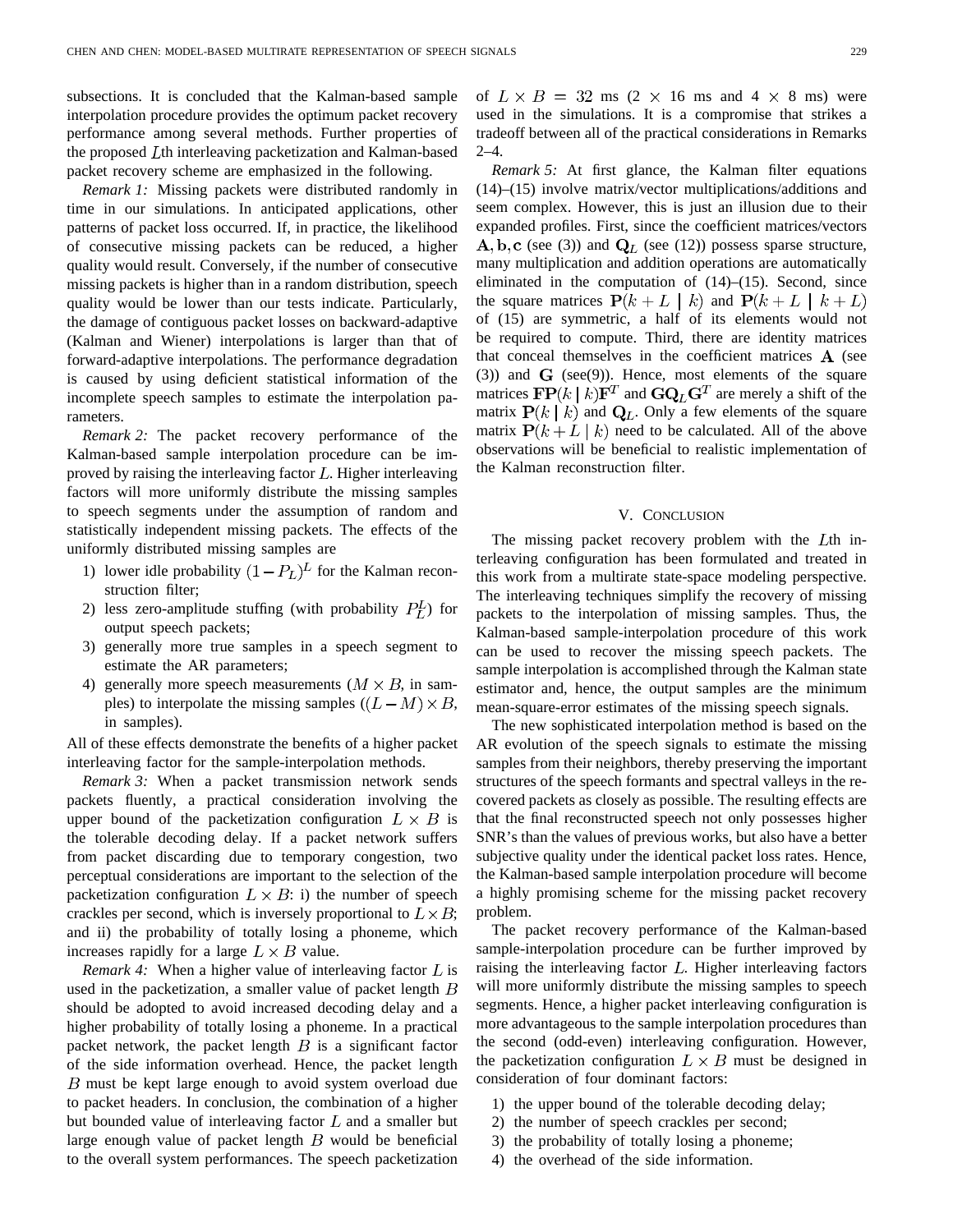subsections. It is concluded that the Kalman-based sample interpolation procedure provides the optimum packet recovery performance among several methods. Further properties of the proposed $L$th interleaving packetization and Kalman-based packet recovery scheme are emphasized in the following.

*Remark 1:* Missing packets were distributed randomly in time in our simulations. In anticipated applications, other patterns of packet loss occurred. If, in practice, the likelihood of consecutive missing packets can be reduced, a higher quality would result. Conversely, if the number of consecutive missing packets is higher than in a random distribution, speech quality would be lower than our tests indicate. Particularly, the damage of contiguous packet losses on backward-adaptive (Kalman and Wiener) interpolations is larger than that of forward-adaptive interpolations. The performance degradation is caused by using deficient statistical information of the incomplete speech samples to estimate the interpolation parameters.

*Remark 2:* The packet recovery performance of the Kalman-based sample interpolation procedure can be improved by raising the interleaving factor $L$. Higher interleaving factors will more uniformly distribute the missing samples to speech segments under the assumption of random and statistically independent missing packets. The effects of the uniformly distributed missing samples are

1) lower idle probability $(1-P_L)^L$ for the Kalman reconstruction filter;
2) less zero-amplitude stuffing (with probability $P_L^L$) for output speech packets;
3) generally more true samples in a speech segment to estimate the AR parameters;
4) generally more speech measurements ($M \times B$, in samples) to interpolate the missing samples ($(L-M) \times B$, in samples).

All of these effects demonstrate the benefits of a higher packet interleaving factor for the sample-interpolation methods.

*Remark 3:* When a packet transmission network sends packets fluently, a practical consideration involving the upper bound of the packetization configuration $L \times B$ is the tolerable decoding delay. If a packet network suffers from packet discarding due to temporary congestion, two perceptual considerations are important to the selection of the packetization configuration $L \times B$: i) the number of speech crackles per second, which is inversely proportional to $L \times B$; and ii) the probability of totally losing a phoneme, which increases rapidly for a large $L \times B$ value.

*Remark 4:* When a higher value of interleaving factor $L$ is used in the packetization, a smaller value of packet length $B$ should be adopted to avoid increased decoding delay and a higher probability of totally losing a phoneme. In a practical packet network, the packet length $B$ is a significant factor of the side information overhead. Hence, the packet length $B$ must be kept large enough to avoid system overload due to packet headers. In conclusion, the combination of a higher but bounded value of interleaving factor $L$ and a smaller but large enough value of packet length $B$ would be beneficial to the overall system performances. The speech packetization of $L \times B = 32$ ms ($2 \times 16$ ms and $4 \times 8$ ms) were used in the simulations. It is a compromise that strikes a tradeoff between all of the practical considerations in Remarks 2–4.

*Remark 5:* At first glance, the Kalman filter equations (14)–(15) involve matrix/vector multiplications/additions and seem complex. However, this is just an illusion due to their expanded profiles. First, since the coefficient matrices/vectors $\mathbf{A}, \mathbf{b}, \mathbf{c}$ (see (3)) and $\mathbf{Q}_L$ (see (12)) possess sparse structure, many multiplication and addition operations are automatically eliminated in the computation of (14)–(15). Second, since the square matrices $\mathbf{P}(k+L \mid k)$ and $\mathbf{P}(k+L \mid k+L)$ of (15) are symmetric, a half of its elements would not be required to compute. Third, there are identity matrices that conceal themselves in the coefficient matrices $\mathbf{A}$ (see (3)) and $\mathbf{G}$ (see(9)). Hence, most elements of the square matrices $\mathbf{F}\mathbf{P}(k \mid k)\mathbf{F}^T$ and $\mathbf{G}\mathbf{Q}_L\mathbf{G}^T$ are merely a shift of the matrix $\mathbf{P}(k \mid k)$ and $\mathbf{Q}_L$. Only a few elements of the square matrix $\mathbf{P}(k+L \mid k)$ need to be calculated. All of the above observations will be beneficial to realistic implementation of the Kalman reconstruction filter.

## V. Conclusion

The missing packet recovery problem with the $L$th interleaving configuration has been formulated and treated in this work from a multirate state-space modeling perspective. The interleaving techniques simplify the recovery of missing packets to the interpolation of missing samples. Thus, the Kalman-based sample-interpolation procedure of this work can be used to recover the missing speech packets. The sample interpolation is accomplished through the Kalman state estimator and, hence, the output samples are the minimum mean-square-error estimates of the missing speech signals.

The new sophisticated interpolation method is based on the AR evolution of the speech signals to estimate the missing samples from their neighbors, thereby preserving the important structures of the speech formants and spectral valleys in the recovered packets as closely as possible. The resulting effects are that the final reconstructed speech not only possesses higher SNR's than the values of previous works, but also have a better subjective quality under the identical packet loss rates. Hence, the Kalman-based sample interpolation procedure will become a highly promising scheme for the missing packet recovery problem.

The packet recovery performance of the Kalman-based sample-interpolation procedure can be further improved by raising the interleaving factor $L$. Higher interleaving factors will more uniformly distribute the missing samples to speech segments. Hence, a higher packet interleaving configuration is more advantageous to the sample interpolation procedures than the second (odd-even) interleaving configuration. However, the packetization configuration $L \times B$ must be designed in consideration of four dominant factors:

1) the upper bound of the tolerable decoding delay;
2) the number of speech crackles per second;
3) the probability of totally losing a phoneme;
4) the overhead of the side information.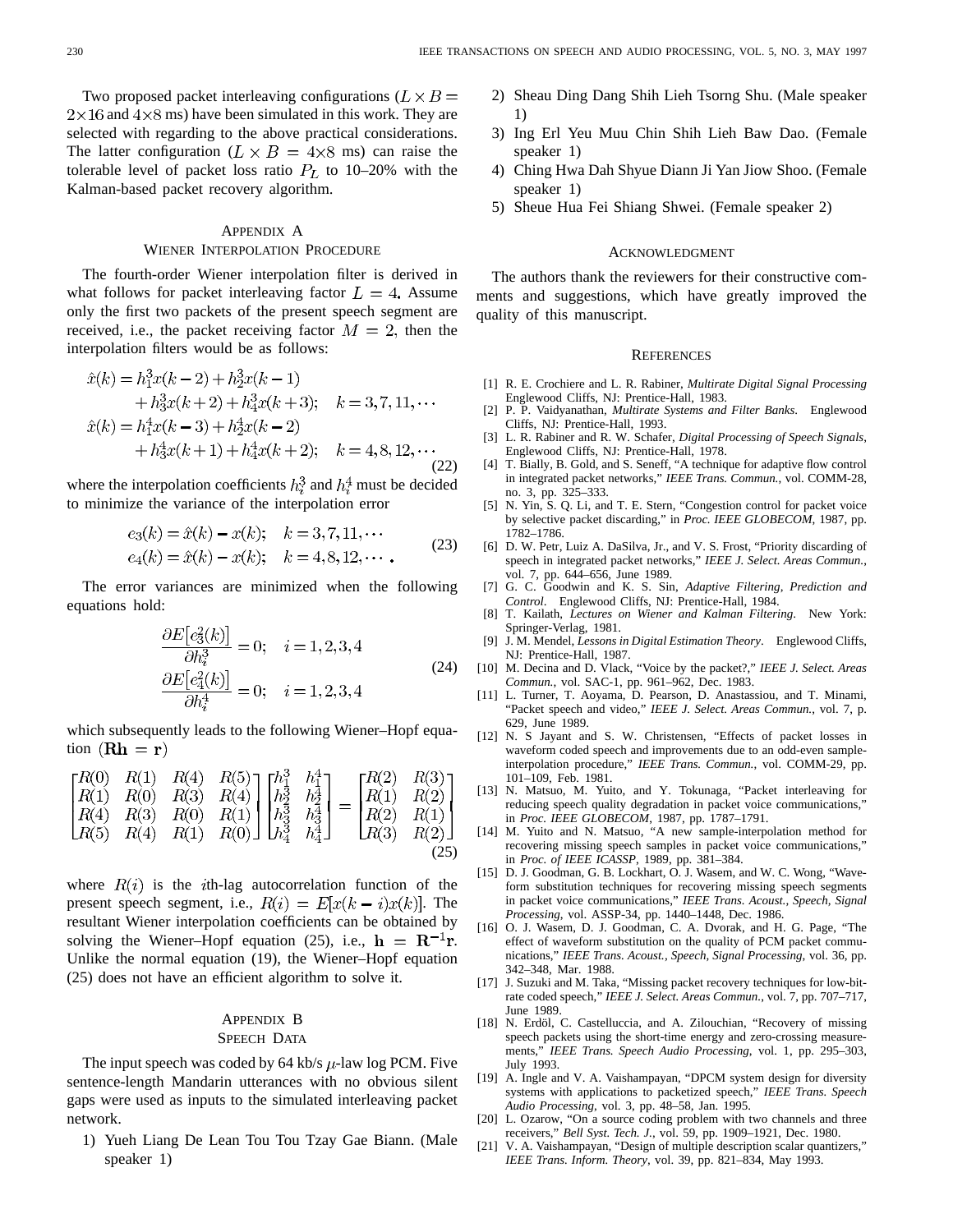Two proposed packet interleaving configurations ($L \times B = 2\times16$ and $4\times8$ ms) have been simulated in this work. They are selected with regarding to the above practical considerations. The latter configuration ($L \times B = 4\times8$ ms) can raise the tolerable level of packet loss ratio $P_L$ to 10–20% with the Kalman-based packet recovery algorithm.

## Appendix A
### Wiener Interpolation Procedure

The fourth-order Wiener interpolation filter is derived in what follows for packet interleaving factor $L = 4$. Assume only the first two packets of the present speech segment are received, i.e., the packet receiving factor $M = 2$, then the interpolation filters would be as follows:

$$
\begin{aligned}
\hat{x}(k) &= h_1^3 x(k-2) + h_2^3 x(k-1) \\
&\quad + h_3^3 x(k+2) + h_4^3 x(k+3); \quad k = 3, 7, 11, \cdots \\
\hat{x}(k) &= h_1^4 x(k-3) + h_2^4 x(k-2) \\
&\quad + h_3^4 x(k+1) + h_4^4 x(k+2); \quad k = 4, 8, 12, \cdots
\end{aligned}
\tag{22}
$$

where the interpolation coefficients $h_i^3$ and $h_i^4$ must be decided to minimize the variance of the interpolation error

$$
\begin{aligned}
e_3(k) &= \hat{x}(k) - x(k); \quad k = 3, 7, 11, \cdots \\
e_4(k) &= \hat{x}(k) - x(k); \quad k = 4, 8, 12, \cdots .
\end{aligned}
\tag{23}
$$

The error variances are minimized when the following equations hold:

$$
\begin{aligned}
\frac{\partial E[e_3^2(k)]}{\partial h_i^3} &= 0; \quad i = 1, 2, 3, 4 \\
\frac{\partial E[e_4^2(k)]}{\partial h_i^4} &= 0; \quad i = 1, 2, 3, 4
\end{aligned}
\tag{24}
$$

which subsequently leads to the following Wiener–Hopf equation $(\mathbf{Rh} = \mathbf{r})$

$$
\begin{bmatrix}
R(0) & R(1) & R(4) & R(5) \\
R(1) & R(0) & R(3) & R(4) \\
R(4) & R(3) & R(0) & R(1) \\
R(5) & R(4) & R(1) & R(0)
\end{bmatrix}
\begin{bmatrix}
h_1^3 & h_1^4 \\
h_2^3 & h_2^4 \\
h_3^3 & h_3^4 \\
h_4^3 & h_4^4
\end{bmatrix}
=
\begin{bmatrix}
R(2) & R(3) \\
R(1) & R(2) \\
R(2) & R(1) \\
R(3) & R(2)
\end{bmatrix}
\tag{25}
$$

where $R(i)$ is the $i$th-lag autocorrelation function of the present speech segment, i.e., $R(i) = E[x(k-i)x(k)]$. The resultant Wiener interpolation coefficients can be obtained by solving the Wiener–Hopf equation (25), i.e., $\mathbf{h} = \mathbf{R}^{-1}\mathbf{r}$. Unlike the normal equation (19), the Wiener–Hopf equation (25) does not have an efficient algorithm to solve it.

## Appendix B
### Speech Data

The input speech was coded by 64 kb/s $\mu$-law log PCM. Five sentence-length Mandarin utterances with no obvious silent gaps were used as inputs to the simulated interleaving packet network.

1) Yueh Liang De Lean Tou Tou Tzay Gae Biann. (Male speaker 1)
2) Sheau Ding Dang Shih Lieh Tsorng Shu. (Male speaker 1)
3) Ing Erl Yeu Muu Chin Shih Lieh Baw Dao. (Female speaker 1)
4) Ching Hwa Dah Shyue Diann Ji Yan Jiow Shoo. (Female speaker 1)
5) Sheue Hua Fei Shiang Shwei. (Female speaker 2)

## Acknowledgment

The authors thank the reviewers for their constructive comments and suggestions, which have greatly improved the quality of this manuscript.

## References

[1] R. E. Crochiere and L. R. Rabiner, *Multirate Digital Signal Processing* Englewood Cliffs, NJ: Prentice-Hall, 1983.

[2] P. P. Vaidyanathan, *Multirate Systems and Filter Banks*. Englewood Cliffs, NJ: Prentice-Hall, 1993.

[3] L. R. Rabiner and R. W. Schafer, *Digital Processing of Speech Signals*, Englewood Cliffs, NJ: Prentice-Hall, 1978.

[4] T. Bially, B. Gold, and S. Seneff, "A technique for adaptive flow control in integrated packet networks," *IEEE Trans. Commun.*, vol. COMM-28, no. 3, pp. 325–333.

[5] N. Yin, S. Q. Li, and T. E. Stern, "Congestion control for packet voice by selective packet discarding," in *Proc. IEEE GLOBECOM*, 1987, pp. 1782–1786.

[6] D. W. Petr, Luiz A. DaSilva, Jr., and V. S. Frost, "Priority discarding of speech in integrated packet networks," *IEEE J. Select. Areas Commun.*, vol. 7, pp. 644–656, June 1989.

[7] G. C. Goodwin and K. S. Sin, *Adaptive Filtering, Prediction and Control*. Englewood Cliffs, NJ: Prentice-Hall, 1984.

[8] T. Kailath, *Lectures on Wiener and Kalman Filtering*. New York: Springer-Verlag, 1981.

[9] J. M. Mendel, *Lessons in Digital Estimation Theory*. Englewood Cliffs, NJ: Prentice-Hall, 1987.

[10] M. Decina and D. Vlack, "Voice by the packet?," *IEEE J. Select. Areas Commun.*, vol. SAC-1, pp. 961–962, Dec. 1983.

[11] L. Turner, T. Aoyama, D. Pearson, D. Anastassiou, and T. Minami, "Packet speech and video," *IEEE J. Select. Areas Commun.*, vol. 7, p. 629, June 1989.

[12] N. S Jayant and S. W. Christensen, "Effects of packet losses in waveform coded speech and improvements due to an odd-even sample-interpolation procedure," *IEEE Trans. Commun.*, vol. COMM-29, pp. 101–109, Feb. 1981.

[13] N. Matsuo, M. Yuito, and Y. Tokunaga, "Packet interleaving for reducing speech quality degradation in packet voice communications," in *Proc. IEEE GLOBECOM*, 1987, pp. 1787–1791.

[14] M. Yuito and N. Matsuo, "A new sample-interpolation method for recovering missing speech samples in packet voice communications," in *Proc. of IEEE ICASSP*, 1989, pp. 381–384.

[15] D. J. Goodman, G. B. Lockhart, O. J. Wasem, and W. C. Wong, "Waveform substitution techniques for recovering missing speech segments in packet voice communications," *IEEE Trans. Acoust., Speech, Signal Processing*, vol. ASSP-34, pp. 1440–1448, Dec. 1986.

[16] O. J. Wasem, D. J. Goodman, C. A. Dvorak, and H. G. Page, "The effect of waveform substitution on the quality of PCM packet communications," *IEEE Trans. Acoust., Speech, Signal Processing*, vol. 36, pp. 342–348, Mar. 1988.

[17] J. Suzuki and M. Taka, "Missing packet recovery techniques for low-bit-rate coded speech," *IEEE J. Select. Areas Commun.*, vol. 7, pp. 707–717, June 1989.

[18] N. Erdöl, C. Castelluccia, and A. Zilouchian, "Recovery of missing speech packets using the short-time energy and zero-crossing measurements," *IEEE Trans. Speech Audio Processing*, vol. 1, pp. 295–303, July 1993.

[19] A. Ingle and V. A. Vaishampayan, "DPCM system design for diversity systems with applications to packetized speech," *IEEE Trans. Speech Audio Processing*, vol. 3, pp. 48–58, Jan. 1995.

[20] L. Ozarow, "On a source coding problem with two channels and three receivers," *Bell Syst. Tech. J.*, vol. 59, pp. 1909–1921, Dec. 1980.

[21] V. A. Vaishampayan, "Design of multiple description scalar quantizers," *IEEE Trans. Inform. Theory*, vol. 39, pp. 821–834, May 1993.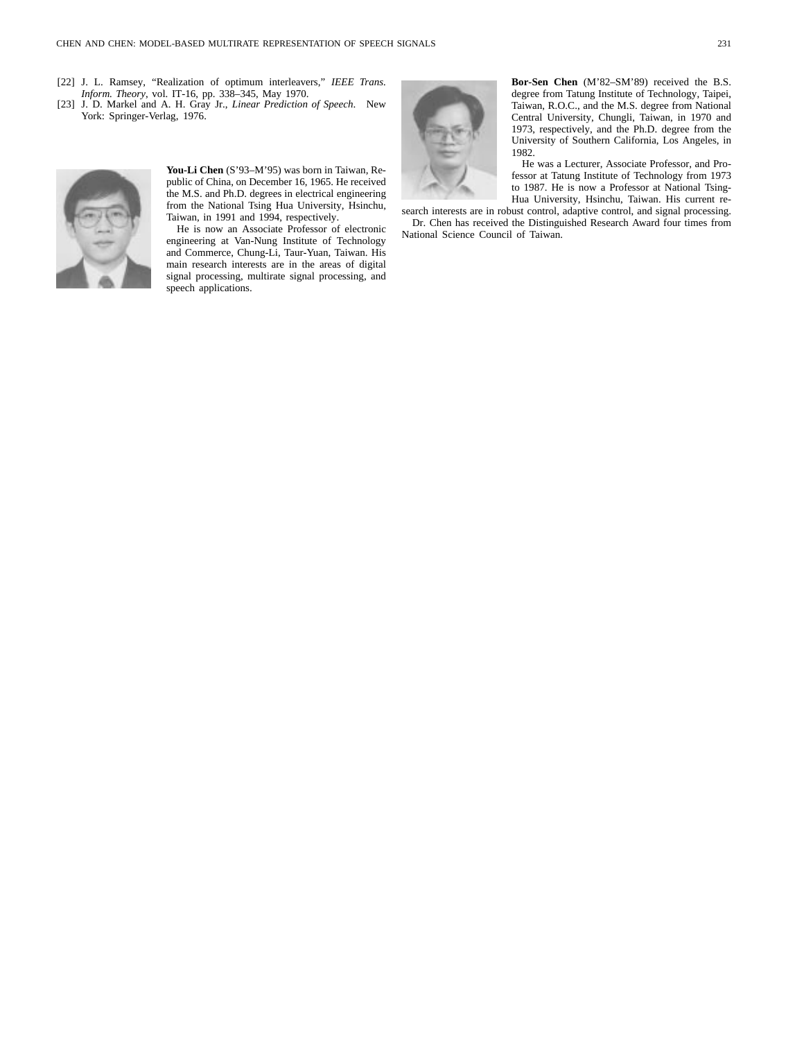[22] J. L. Ramsey, "Realization of optimum interleavers," *IEEE Trans. Inform. Theory*, vol. IT-16, pp. 338–345, May 1970.

[23] J. D. Markel and A. H. Gray Jr., *Linear Prediction of Speech*. New York: Springer-Verlag, 1976.

**You-Li Chen** (S'93–M'95) was born in Taiwan, Republic of China, on December 16, 1965. He received the M.S. and Ph.D. degrees in electrical engineering from the National Tsing Hua University, Hsinchu, Taiwan, in 1991 and 1994, respectively.

He is now an Associate Professor of electronic engineering at Van-Nung Institute of Technology and Commerce, Chung-Li, Taur-Yuan, Taiwan. His main research interests are in the areas of digital signal processing, multirate signal processing, and speech applications.

**Bor-Sen Chen** (M'82–SM'89) received the B.S. degree from Tatung Institute of Technology, Taipei, Taiwan, R.O.C., and the M.S. degree from National Central University, Chungli, Taiwan, in 1970 and 1973, respectively, and the Ph.D. degree from the University of Southern California, Los Angeles, in 1982.

He was a Lecturer, Associate Professor, and Professor at Tatung Institute of Technology from 1973 to 1987. He is now a Professor at National Tsing-Hua University, Hsinchu, Taiwan. His current research interests are in robust control, adaptive control, and signal processing.

Dr. Chen has received the Distinguished Research Award four times from National Science Council of Taiwan.